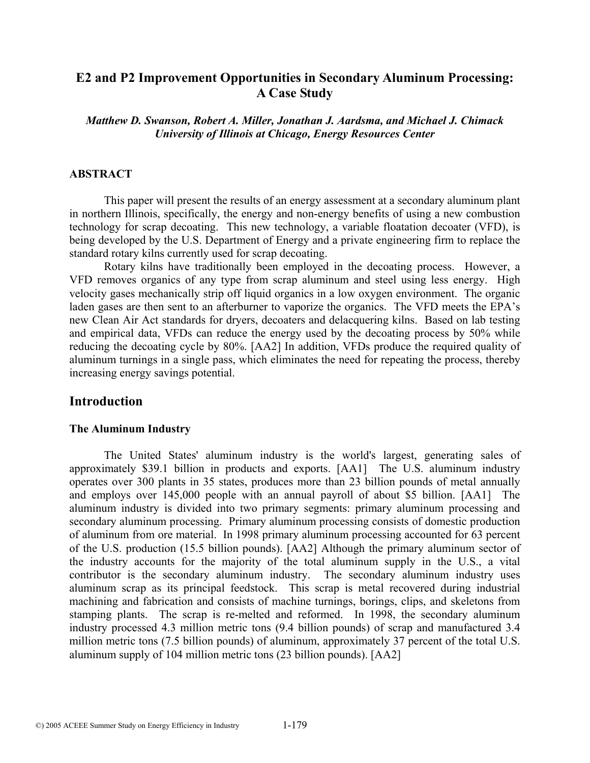# E2 and P2 Improvement Opportunities in Secondary Aluminum Processing: A Case Study

*Matthew D. Swanson, Robert A. Miller, Jonathan J. Aardsma, and Michael J. Chimack*
*University of Illinois at Chicago, Energy Resources Center*

### ABSTRACT

This paper will present the results of an energy assessment at a secondary aluminum plant in northern Illinois, specifically, the energy and non-energy benefits of using a new combustion technology for scrap decoating. This new technology, a variable floatation decoater (VFD), is being developed by the U.S. Department of Energy and a private engineering firm to replace the standard rotary kilns currently used for scrap decoating.

Rotary kilns have traditionally been employed in the decoating process. However, a VFD removes organics of any type from scrap aluminum and steel using less energy. High velocity gases mechanically strip off liquid organics in a low oxygen environment. The organic laden gases are then sent to an afterburner to vaporize the organics. The VFD meets the EPA's new Clean Air Act standards for dryers, decoaters and delacquering kilns. Based on lab testing and empirical data, VFDs can reduce the energy used by the decoating process by 50% while reducing the decoating cycle by 80%. [AA2] In addition, VFDs produce the required quality of aluminum turnings in a single pass, which eliminates the need for repeating the process, thereby increasing energy savings potential.

## Introduction

### The Aluminum Industry

The United States' aluminum industry is the world's largest, generating sales of approximately $39.1 billion in products and exports. [AA1] The U.S. aluminum industry operates over 300 plants in 35 states, produces more than 23 billion pounds of metal annually and employs over 145,000 people with an annual payroll of about $5 billion. [AA1] The aluminum industry is divided into two primary segments: primary aluminum processing and secondary aluminum processing. Primary aluminum processing consists of domestic production of aluminum from ore material. In 1998 primary aluminum processing accounted for 63 percent of the U.S. production (15.5 billion pounds). [AA2] Although the primary aluminum sector of the industry accounts for the majority of the total aluminum supply in the U.S., a vital contributor is the secondary aluminum industry. The secondary aluminum industry uses aluminum scrap as its principal feedstock. This scrap is metal recovered during industrial machining and fabrication and consists of machine turnings, borings, clips, and skeletons from stamping plants. The scrap is re-melted and reformed. In 1998, the secondary aluminum industry processed 4.3 million metric tons (9.4 billion pounds) of scrap and manufactured 3.4 million metric tons (7.5 billion pounds) of aluminum, approximately 37 percent of the total U.S. aluminum supply of 104 million metric tons (23 billion pounds). [AA2]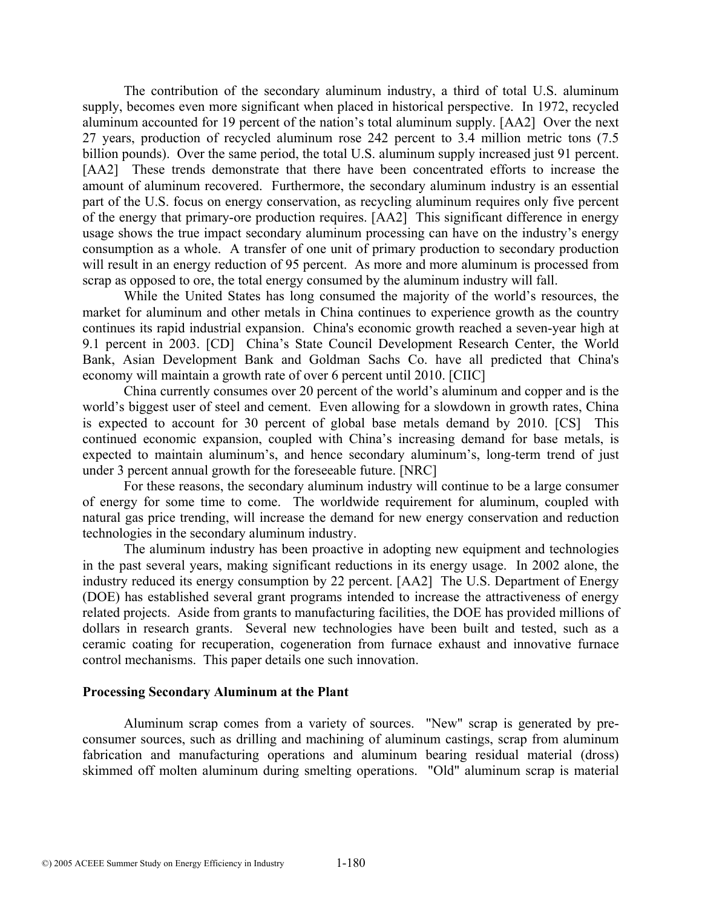The contribution of the secondary aluminum industry, a third of total U.S. aluminum supply, becomes even more significant when placed in historical perspective. In 1972, recycled aluminum accounted for 19 percent of the nation's total aluminum supply. [AA2] Over the next 27 years, production of recycled aluminum rose 242 percent to 3.4 million metric tons (7.5 billion pounds). Over the same period, the total U.S. aluminum supply increased just 91 percent. [AA2] These trends demonstrate that there have been concentrated efforts to increase the amount of aluminum recovered. Furthermore, the secondary aluminum industry is an essential part of the U.S. focus on energy conservation, as recycling aluminum requires only five percent of the energy that primary-ore production requires. [AA2] This significant difference in energy usage shows the true impact secondary aluminum processing can have on the industry's energy consumption as a whole. A transfer of one unit of primary production to secondary production will result in an energy reduction of 95 percent. As more and more aluminum is processed from scrap as opposed to ore, the total energy consumed by the aluminum industry will fall.

While the United States has long consumed the majority of the world's resources, the market for aluminum and other metals in China continues to experience growth as the country continues its rapid industrial expansion. China's economic growth reached a seven-year high at 9.1 percent in 2003. [CD] China's State Council Development Research Center, the World Bank, Asian Development Bank and Goldman Sachs Co. have all predicted that China's economy will maintain a growth rate of over 6 percent until 2010. [CIIC]

China currently consumes over 20 percent of the world's aluminum and copper and is the world's biggest user of steel and cement. Even allowing for a slowdown in growth rates, China is expected to account for 30 percent of global base metals demand by 2010. [CS] This continued economic expansion, coupled with China's increasing demand for base metals, is expected to maintain aluminum's, and hence secondary aluminum's, long-term trend of just under 3 percent annual growth for the foreseeable future. [NRC]

For these reasons, the secondary aluminum industry will continue to be a large consumer of energy for some time to come. The worldwide requirement for aluminum, coupled with natural gas price trending, will increase the demand for new energy conservation and reduction technologies in the secondary aluminum industry.

The aluminum industry has been proactive in adopting new equipment and technologies in the past several years, making significant reductions in its energy usage. In 2002 alone, the industry reduced its energy consumption by 22 percent. [AA2] The U.S. Department of Energy (DOE) has established several grant programs intended to increase the attractiveness of energy related projects. Aside from grants to manufacturing facilities, the DOE has provided millions of dollars in research grants. Several new technologies have been built and tested, such as a ceramic coating for recuperation, cogeneration from furnace exhaust and innovative furnace control mechanisms. This paper details one such innovation.

## Processing Secondary Aluminum at the Plant

Aluminum scrap comes from a variety of sources. "New" scrap is generated by pre-consumer sources, such as drilling and machining of aluminum castings, scrap from aluminum fabrication and manufacturing operations and aluminum bearing residual material (dross) skimmed off molten aluminum during smelting operations. "Old" aluminum scrap is material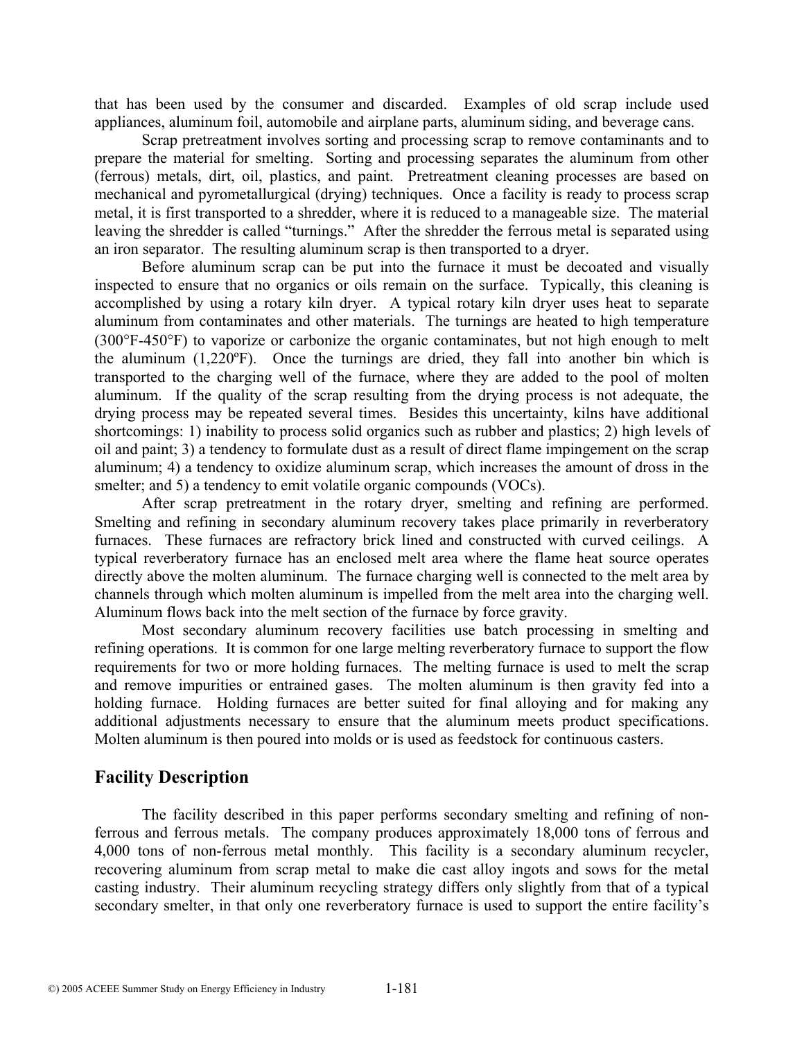that has been used by the consumer and discarded. Examples of old scrap include used appliances, aluminum foil, automobile and airplane parts, aluminum siding, and beverage cans.

Scrap pretreatment involves sorting and processing scrap to remove contaminants and to prepare the material for smelting. Sorting and processing separates the aluminum from other (ferrous) metals, dirt, oil, plastics, and paint. Pretreatment cleaning processes are based on mechanical and pyrometallurgical (drying) techniques. Once a facility is ready to process scrap metal, it is first transported to a shredder, where it is reduced to a manageable size. The material leaving the shredder is called "turnings." After the shredder the ferrous metal is separated using an iron separator. The resulting aluminum scrap is then transported to a dryer.

Before aluminum scrap can be put into the furnace it must be decoated and visually inspected to ensure that no organics or oils remain on the surface. Typically, this cleaning is accomplished by using a rotary kiln dryer. A typical rotary kiln dryer uses heat to separate aluminum from contaminates and other materials. The turnings are heated to high temperature (300°F-450°F) to vaporize or carbonize the organic contaminates, but not high enough to melt the aluminum (1,220ºF). Once the turnings are dried, they fall into another bin which is transported to the charging well of the furnace, where they are added to the pool of molten aluminum. If the quality of the scrap resulting from the drying process is not adequate, the drying process may be repeated several times. Besides this uncertainty, kilns have additional shortcomings: 1) inability to process solid organics such as rubber and plastics; 2) high levels of oil and paint; 3) a tendency to formulate dust as a result of direct flame impingement on the scrap aluminum; 4) a tendency to oxidize aluminum scrap, which increases the amount of dross in the smelter; and 5) a tendency to emit volatile organic compounds (VOCs).

After scrap pretreatment in the rotary dryer, smelting and refining are performed. Smelting and refining in secondary aluminum recovery takes place primarily in reverberatory furnaces. These furnaces are refractory brick lined and constructed with curved ceilings. A typical reverberatory furnace has an enclosed melt area where the flame heat source operates directly above the molten aluminum. The furnace charging well is connected to the melt area by channels through which molten aluminum is impelled from the melt area into the charging well. Aluminum flows back into the melt section of the furnace by force gravity.

Most secondary aluminum recovery facilities use batch processing in smelting and refining operations. It is common for one large melting reverberatory furnace to support the flow requirements for two or more holding furnaces. The melting furnace is used to melt the scrap and remove impurities or entrained gases. The molten aluminum is then gravity fed into a holding furnace. Holding furnaces are better suited for final alloying and for making any additional adjustments necessary to ensure that the aluminum meets product specifications. Molten aluminum is then poured into molds or is used as feedstock for continuous casters.

## Facility Description

The facility described in this paper performs secondary smelting and refining of non-ferrous and ferrous metals. The company produces approximately 18,000 tons of ferrous and 4,000 tons of non-ferrous metal monthly. This facility is a secondary aluminum recycler, recovering aluminum from scrap metal to make die cast alloy ingots and sows for the metal casting industry. Their aluminum recycling strategy differs only slightly from that of a typical secondary smelter, in that only one reverberatory furnace is used to support the entire facility's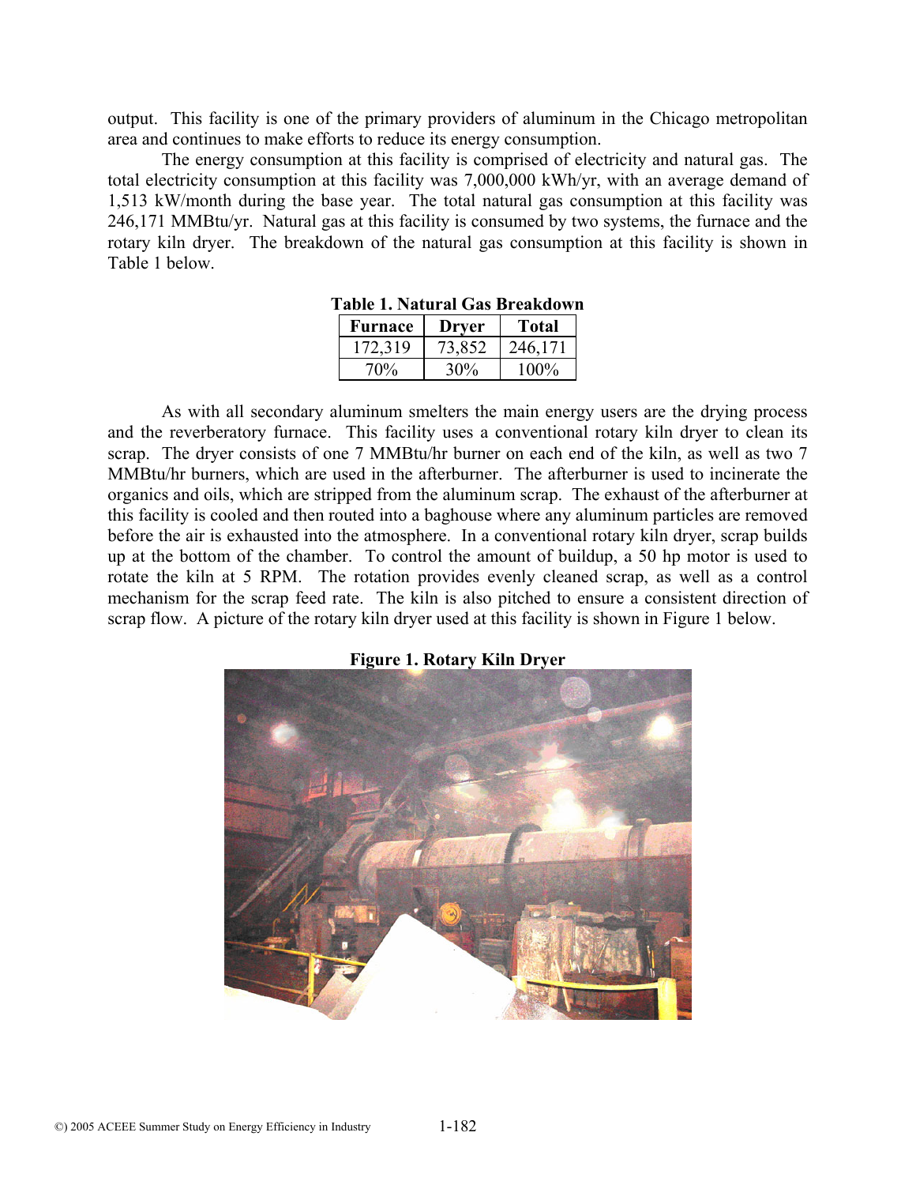output. This facility is one of the primary providers of aluminum in the Chicago metropolitan area and continues to make efforts to reduce its energy consumption.

The energy consumption at this facility is comprised of electricity and natural gas. The total electricity consumption at this facility was 7,000,000 kWh/yr, with an average demand of 1,513 kW/month during the base year. The total natural gas consumption at this facility was 246,171 MMBtu/yr. Natural gas at this facility is consumed by two systems, the furnace and the rotary kiln dryer. The breakdown of the natural gas consumption at this facility is shown in Table 1 below.

**Table 1. Natural Gas Breakdown**

| Furnace | Dryer | Total |
|---|---|---|
| 172,319 | 73,852 | 246,171 |
| 70% | 30% | 100% |

As with all secondary aluminum smelters the main energy users are the drying process and the reverberatory furnace. This facility uses a conventional rotary kiln dryer to clean its scrap. The dryer consists of one 7 MMBtu/hr burner on each end of the kiln, as well as two 7 MMBtu/hr burners, which are used in the afterburner. The afterburner is used to incinerate the organics and oils, which are stripped from the aluminum scrap. The exhaust of the afterburner at this facility is cooled and then routed into a baghouse where any aluminum particles are removed before the air is exhausted into the atmosphere. In a conventional rotary kiln dryer, scrap builds up at the bottom of the chamber. To control the amount of buildup, a 50 hp motor is used to rotate the kiln at 5 RPM. The rotation provides evenly cleaned scrap, as well as a control mechanism for the scrap feed rate. The kiln is also pitched to ensure a consistent direction of scrap flow. A picture of the rotary kiln dryer used at this facility is shown in Figure 1 below.

**Figure 1. Rotary Kiln Dryer**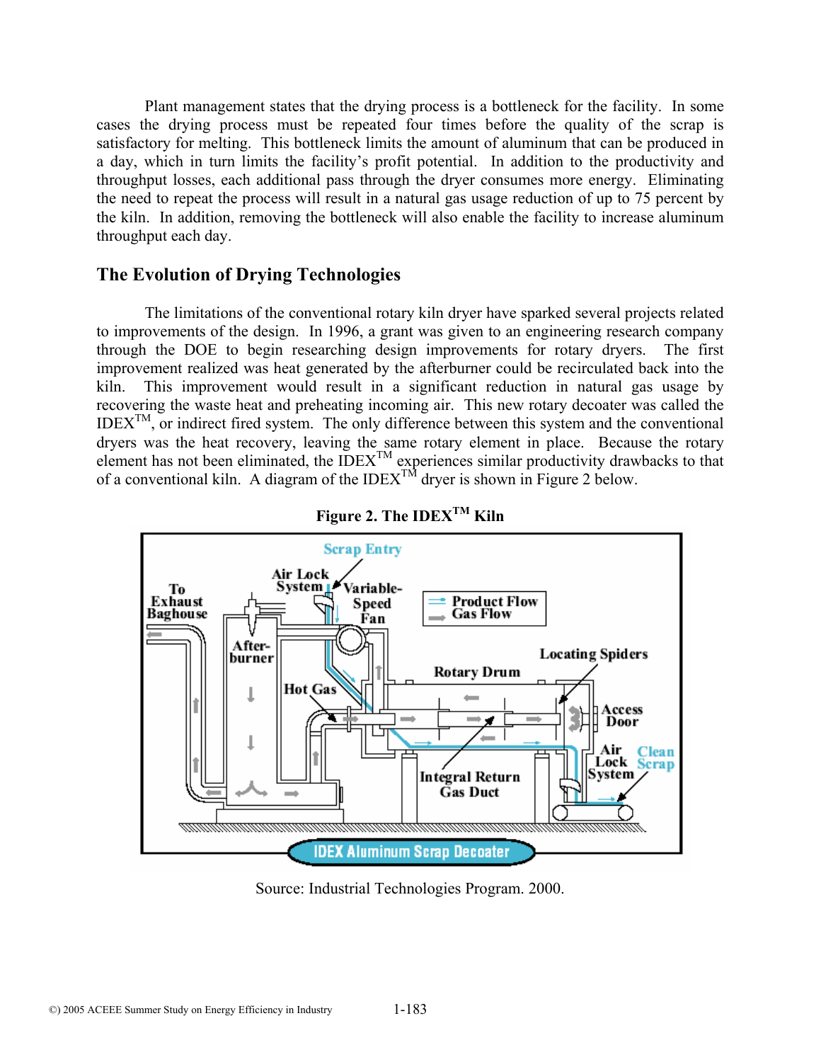Plant management states that the drying process is a bottleneck for the facility. In some cases the drying process must be repeated four times before the quality of the scrap is satisfactory for melting. This bottleneck limits the amount of aluminum that can be produced in a day, which in turn limits the facility's profit potential. In addition to the productivity and throughput losses, each additional pass through the dryer consumes more energy. Eliminating the need to repeat the process will result in a natural gas usage reduction of up to 75 percent by the kiln. In addition, removing the bottleneck will also enable the facility to increase aluminum throughput each day.

## The Evolution of Drying Technologies

The limitations of the conventional rotary kiln dryer have sparked several projects related to improvements of the design. In 1996, a grant was given to an engineering research company through the DOE to begin researching design improvements for rotary dryers. The first improvement realized was heat generated by the afterburner could be recirculated back into the kiln. This improvement would result in a significant reduction in natural gas usage by recovering the waste heat and preheating incoming air. This new rotary decoater was called the IDEX[TM], or indirect fired system. The only difference between this system and the conventional dryers was the heat recovery, leaving the same rotary element in place. Because the rotary element has not been eliminated, the IDEX[TM] experiences similar productivity drawbacks to that of a conventional kiln. A diagram of the IDEX[TM] dryer is shown in Figure 2 below.

**Figure 2. The IDEX[TM] Kiln**

Source: Industrial Technologies Program. 2000.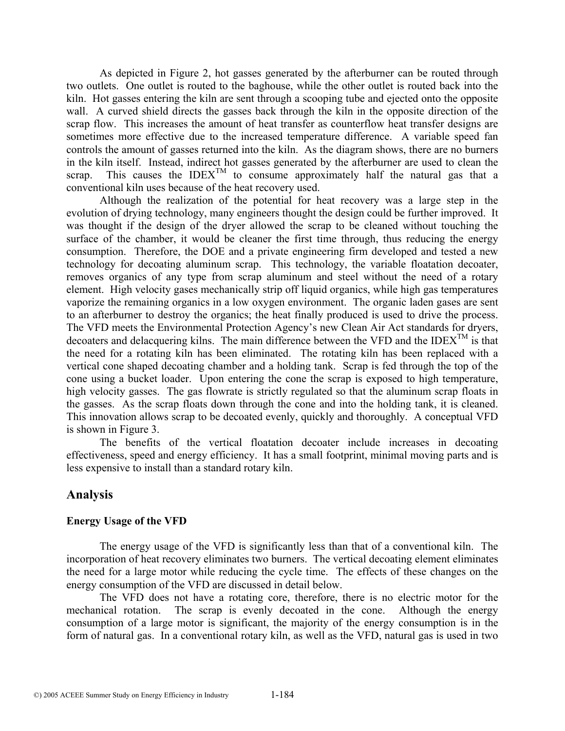As depicted in Figure 2, hot gasses generated by the afterburner can be routed through two outlets. One outlet is routed to the baghouse, while the other outlet is routed back into the kiln. Hot gasses entering the kiln are sent through a scooping tube and ejected onto the opposite wall. A curved shield directs the gasses back through the kiln in the opposite direction of the scrap flow. This increases the amount of heat transfer as counterflow heat transfer designs are sometimes more effective due to the increased temperature difference. A variable speed fan controls the amount of gasses returned into the kiln. As the diagram shows, there are no burners in the kiln itself. Instead, indirect hot gasses generated by the afterburner are used to clean the scrap. This causes the IDEX™ to consume approximately half the natural gas that a conventional kiln uses because of the heat recovery used.

Although the realization of the potential for heat recovery was a large step in the evolution of drying technology, many engineers thought the design could be further improved. It was thought if the design of the dryer allowed the scrap to be cleaned without touching the surface of the chamber, it would be cleaner the first time through, thus reducing the energy consumption. Therefore, the DOE and a private engineering firm developed and tested a new technology for decoating aluminum scrap. This technology, the variable floatation decoater, removes organics of any type from scrap aluminum and steel without the need of a rotary element. High velocity gases mechanically strip off liquid organics, while high gas temperatures vaporize the remaining organics in a low oxygen environment. The organic laden gases are sent to an afterburner to destroy the organics; the heat finally produced is used to drive the process. The VFD meets the Environmental Protection Agency's new Clean Air Act standards for dryers, decoaters and delacquering kilns. The main difference between the VFD and the IDEX™ is that the need for a rotating kiln has been eliminated. The rotating kiln has been replaced with a vertical cone shaped decoating chamber and a holding tank. Scrap is fed through the top of the cone using a bucket loader. Upon entering the cone the scrap is exposed to high temperature, high velocity gasses. The gas flowrate is strictly regulated so that the aluminum scrap floats in the gasses. As the scrap floats down through the cone and into the holding tank, it is cleaned. This innovation allows scrap to be decoated evenly, quickly and thoroughly. A conceptual VFD is shown in Figure 3.

The benefits of the vertical floatation decoater include increases in decoating effectiveness, speed and energy efficiency. It has a small footprint, minimal moving parts and is less expensive to install than a standard rotary kiln.

## Analysis

### Energy Usage of the VFD

The energy usage of the VFD is significantly less than that of a conventional kiln. The incorporation of heat recovery eliminates two burners. The vertical decoating element eliminates the need for a large motor while reducing the cycle time. The effects of these changes on the energy consumption of the VFD are discussed in detail below.

The VFD does not have a rotating core, therefore, there is no electric motor for the mechanical rotation. The scrap is evenly decoated in the cone. Although the energy consumption of a large motor is significant, the majority of the energy consumption is in the form of natural gas. In a conventional rotary kiln, as well as the VFD, natural gas is used in two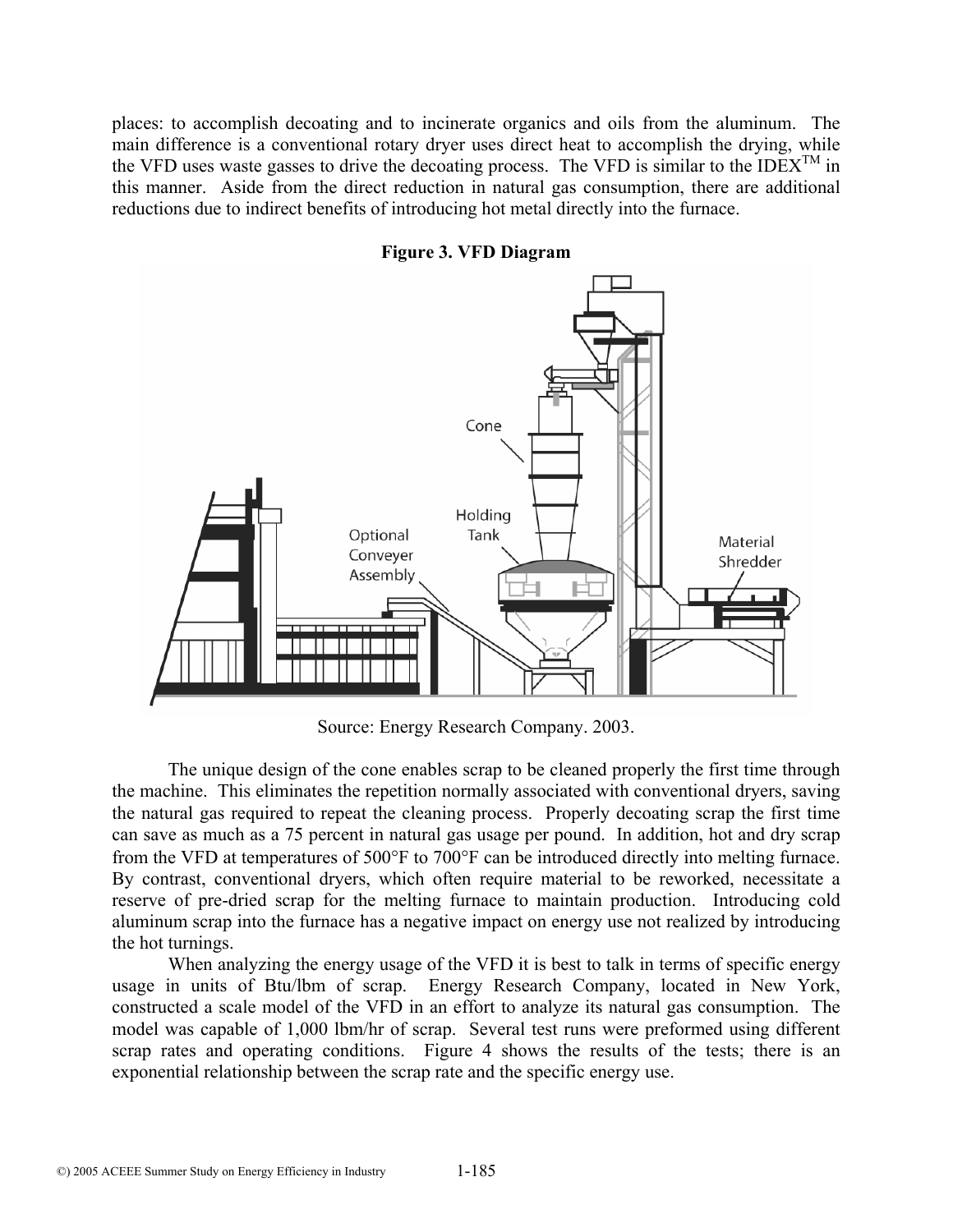places: to accomplish decoating and to incinerate organics and oils from the aluminum. The main difference is a conventional rotary dryer uses direct heat to accomplish the drying, while the VFD uses waste gasses to drive the decoating process. The VFD is similar to the IDEX™ in this manner. Aside from the direct reduction in natural gas consumption, there are additional reductions due to indirect benefits of introducing hot metal directly into the furnace.

**Figure 3. VFD Diagram**

Source: Energy Research Company. 2003.

The unique design of the cone enables scrap to be cleaned properly the first time through the machine. This eliminates the repetition normally associated with conventional dryers, saving the natural gas required to repeat the cleaning process. Properly decoating scrap the first time can save as much as a 75 percent in natural gas usage per pound. In addition, hot and dry scrap from the VFD at temperatures of 500°F to 700°F can be introduced directly into melting furnace. By contrast, conventional dryers, which often require material to be reworked, necessitate a reserve of pre-dried scrap for the melting furnace to maintain production. Introducing cold aluminum scrap into the furnace has a negative impact on energy use not realized by introducing the hot turnings.

When analyzing the energy usage of the VFD it is best to talk in terms of specific energy usage in units of Btu/lbm of scrap. Energy Research Company, located in New York, constructed a scale model of the VFD in an effort to analyze its natural gas consumption. The model was capable of 1,000 lbm/hr of scrap. Several test runs were preformed using different scrap rates and operating conditions. Figure 4 shows the results of the tests; there is an exponential relationship between the scrap rate and the specific energy use.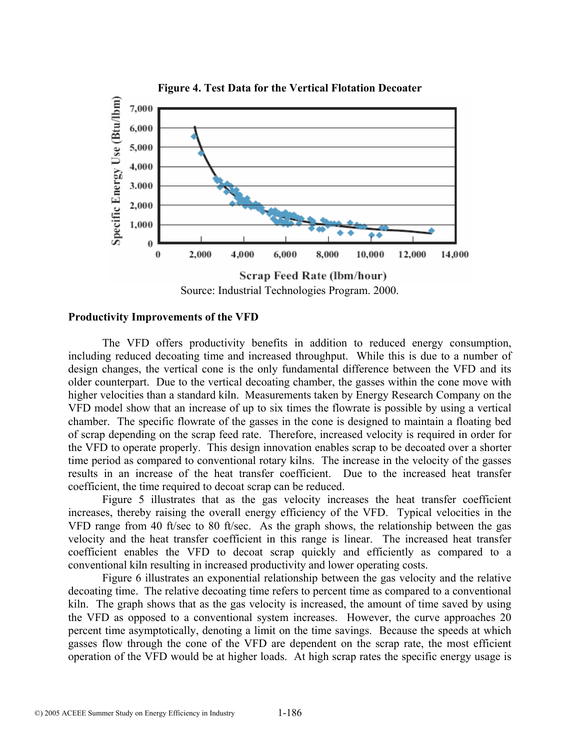**Figure 4. Test Data for the Vertical Flotation Decoater**

Source: Industrial Technologies Program. 2000.

**Productivity Improvements of the VFD**

The VFD offers productivity benefits in addition to reduced energy consumption, including reduced decoating time and increased throughput. While this is due to a number of design changes, the vertical cone is the only fundamental difference between the VFD and its older counterpart. Due to the vertical decoating chamber, the gasses within the cone move with higher velocities than a standard kiln. Measurements taken by Energy Research Company on the VFD model show that an increase of up to six times the flowrate is possible by using a vertical chamber. The specific flowrate of the gasses in the cone is designed to maintain a floating bed of scrap depending on the scrap feed rate. Therefore, increased velocity is required in order for the VFD to operate properly. This design innovation enables scrap to be decoated over a shorter time period as compared to conventional rotary kilns. The increase in the velocity of the gasses results in an increase of the heat transfer coefficient. Due to the increased heat transfer coefficient, the time required to decoat scrap can be reduced.

Figure 5 illustrates that as the gas velocity increases the heat transfer coefficient increases, thereby raising the overall energy efficiency of the VFD. Typical velocities in the VFD range from 40 ft/sec to 80 ft/sec. As the graph shows, the relationship between the gas velocity and the heat transfer coefficient in this range is linear. The increased heat transfer coefficient enables the VFD to decoat scrap quickly and efficiently as compared to a conventional kiln resulting in increased productivity and lower operating costs.

Figure 6 illustrates an exponential relationship between the gas velocity and the relative decoating time. The relative decoating time refers to percent time as compared to a conventional kiln. The graph shows that as the gas velocity is increased, the amount of time saved by using the VFD as opposed to a conventional system increases. However, the curve approaches 20 percent time asymptotically, denoting a limit on the time savings. Because the speeds at which gasses flow through the cone of the VFD are dependent on the scrap rate, the most efficient operation of the VFD would be at higher loads. At high scrap rates the specific energy usage is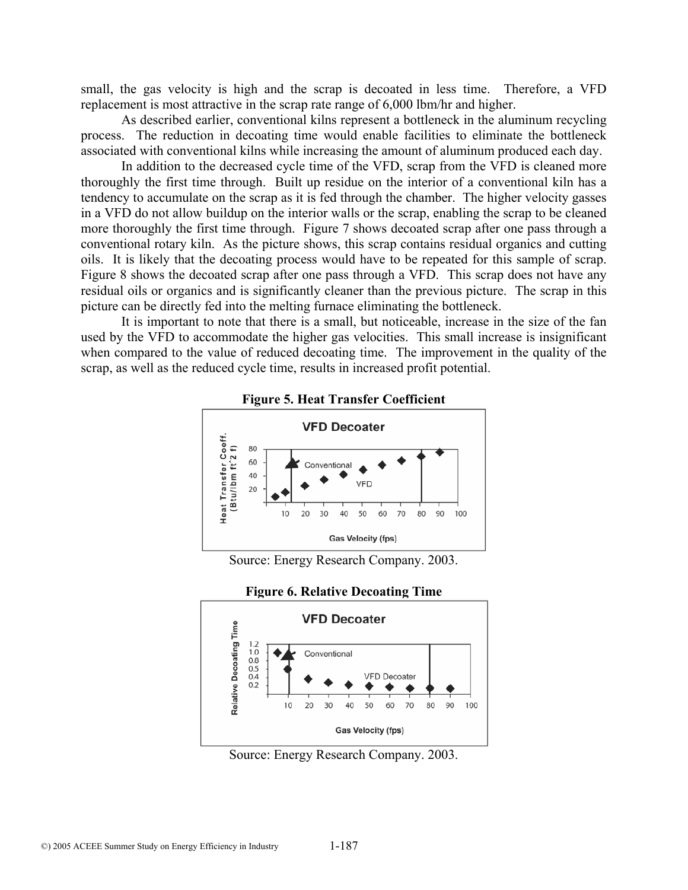small, the gas velocity is high and the scrap is decoated in less time. Therefore, a VFD replacement is most attractive in the scrap rate range of 6,000 lbm/hr and higher.

As described earlier, conventional kilns represent a bottleneck in the aluminum recycling process. The reduction in decoating time would enable facilities to eliminate the bottleneck associated with conventional kilns while increasing the amount of aluminum produced each day.

In addition to the decreased cycle time of the VFD, scrap from the VFD is cleaned more thoroughly the first time through. Built up residue on the interior of a conventional kiln has a tendency to accumulate on the scrap as it is fed through the chamber. The higher velocity gasses in a VFD do not allow buildup on the interior walls or the scrap, enabling the scrap to be cleaned more thoroughly the first time through. Figure 7 shows decoated scrap after one pass through a conventional rotary kiln. As the picture shows, this scrap contains residual organics and cutting oils. It is likely that the decoating process would have to be repeated for this sample of scrap. Figure 8 shows the decoated scrap after one pass through a VFD. This scrap does not have any residual oils or organics and is significantly cleaner than the previous picture. The scrap in this picture can be directly fed into the melting furnace eliminating the bottleneck.

It is important to note that there is a small, but noticeable, increase in the size of the fan used by the VFD to accommodate the higher gas velocities. This small increase is insignificant when compared to the value of reduced decoating time. The improvement in the quality of the scrap, as well as the reduced cycle time, results in increased profit potential.

**Figure 5. Heat Transfer Coefficient**

Source: Energy Research Company. 2003.

**Figure 6. Relative Decoating Time**

Source: Energy Research Company. 2003.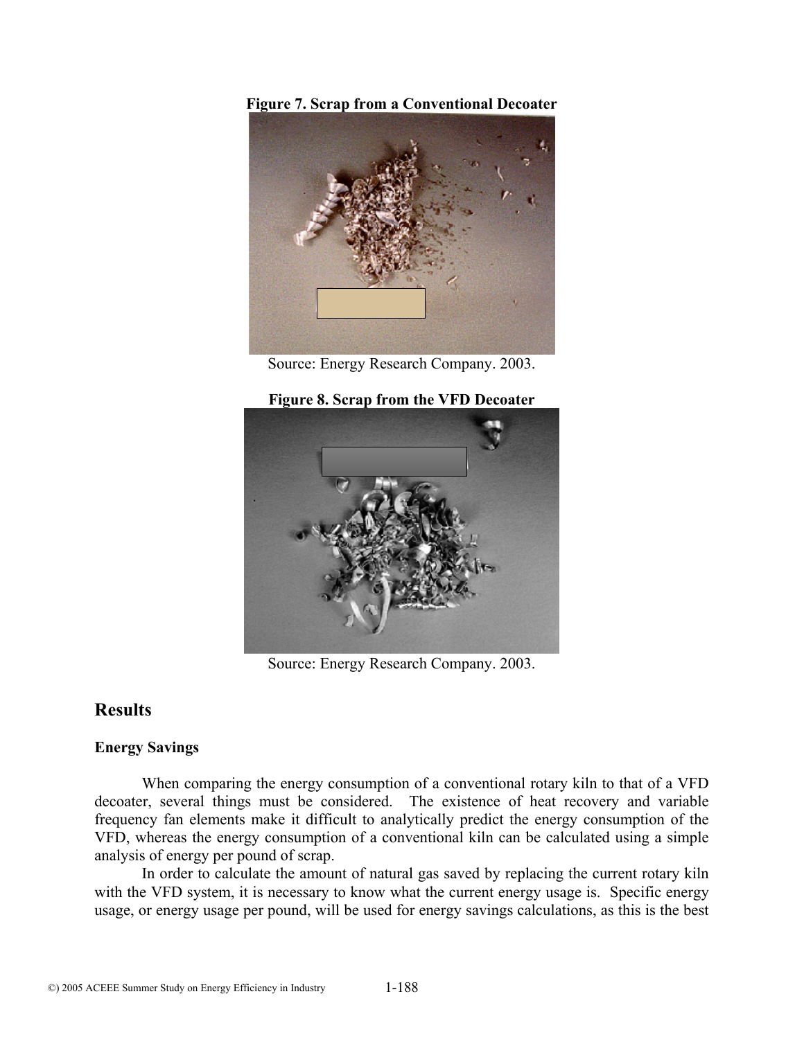**Figure 7. Scrap from a Conventional Decoater**

Source: Energy Research Company. 2003.

**Figure 8. Scrap from the VFD Decoater**

Source: Energy Research Company. 2003.

## Results

### Energy Savings

When comparing the energy consumption of a conventional rotary kiln to that of a VFD decoater, several things must be considered. The existence of heat recovery and variable frequency fan elements make it difficult to analytically predict the energy consumption of the VFD, whereas the energy consumption of a conventional kiln can be calculated using a simple analysis of energy per pound of scrap.

In order to calculate the amount of natural gas saved by replacing the current rotary kiln with the VFD system, it is necessary to know what the current energy usage is. Specific energy usage, or energy usage per pound, will be used for energy savings calculations, as this is the best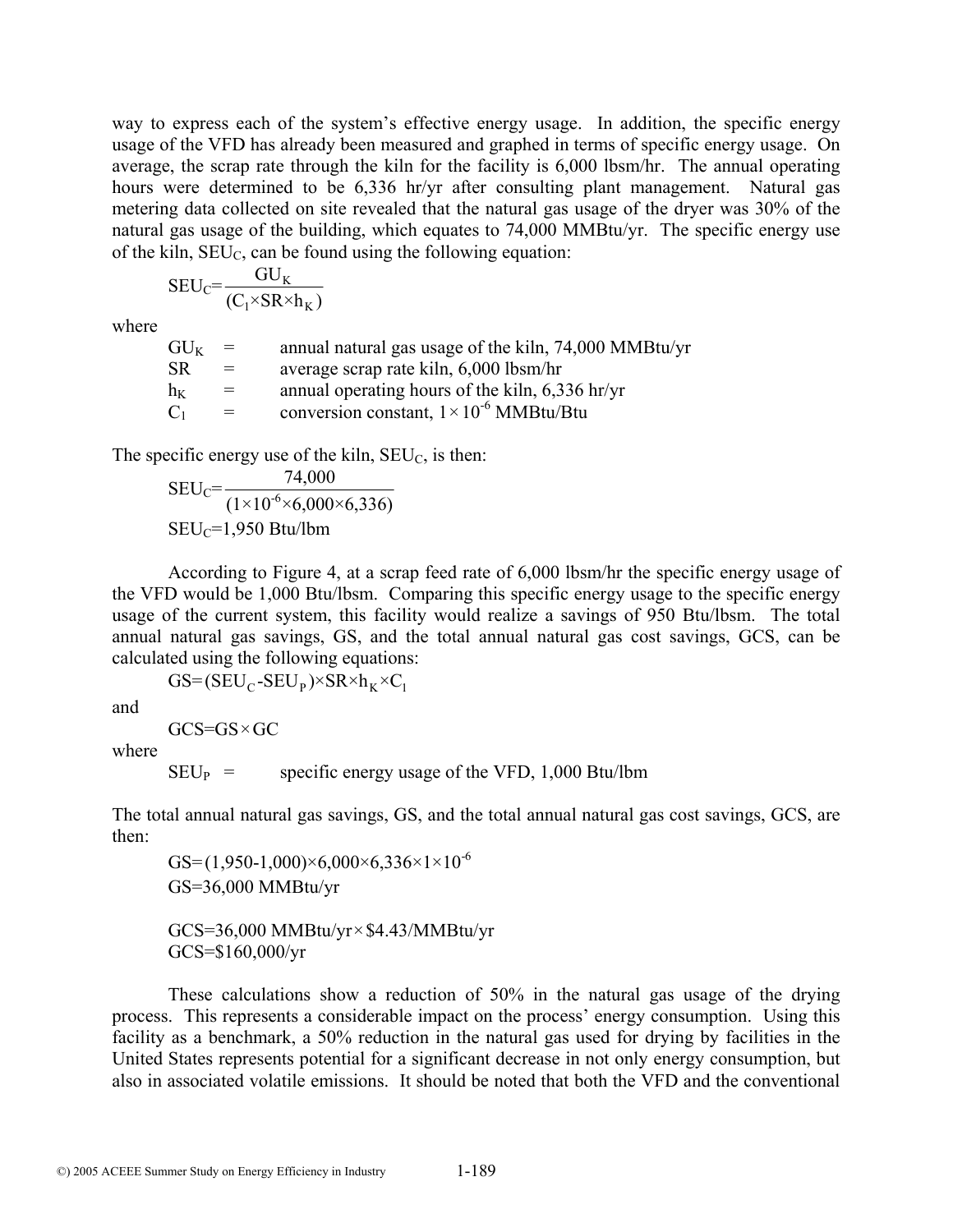way to express each of the system's effective energy usage. In addition, the specific energy usage of the VFD has already been measured and graphed in terms of specific energy usage. On average, the scrap rate through the kiln for the facility is 6,000 lbsm/hr. The annual operating hours were determined to be 6,336 hr/yr after consulting plant management. Natural gas metering data collected on site revealed that the natural gas usage of the dryer was 30% of the natural gas usage of the building, which equates to 74,000 MMBtu/yr. The specific energy use of the kiln, $SEU_C$, can be found using the following equation:

$$SEU_C = \frac{GU_K}{(C_1 \times SR \times h_K)}$$

where

| | | |
|---|---|---|
| $GU_K$ | = | annual natural gas usage of the kiln, 74,000 MMBtu/yr |
| $SR$ | = | average scrap rate kiln, 6,000 lbsm/hr |
| $h_K$ | = | annual operating hours of the kiln, 6,336 hr/yr |
| $C_1$ | = | conversion constant, $1 \times 10^{-6}$ MMBtu/Btu |

The specific energy use of the kiln, $SEU_C$, is then:

$$SEU_C = \frac{74{,}000}{(1 \times 10^{-6} \times 6{,}000 \times 6{,}336)}$$

$$SEU_C = 1{,}950 \text{ Btu/lbm}$$

According to Figure 4, at a scrap feed rate of 6,000 lbsm/hr the specific energy usage of the VFD would be 1,000 Btu/lbsm. Comparing this specific energy usage to the specific energy usage of the current system, this facility would realize a savings of 950 Btu/lbsm. The total annual natural gas savings, GS, and the total annual natural gas cost savings, GCS, can be calculated using the following equations:

$$GS = (SEU_C - SEU_P) \times SR \times h_K \times C_1$$

and

$$GCS = GS \times GC$$

where

| | | |
|---|---|---|
| $SEU_P$ | = | specific energy usage of the VFD, 1,000 Btu/lbm |

The total annual natural gas savings, GS, and the total annual natural gas cost savings, GCS, are then:

$$GS = (1{,}950 - 1{,}000) \times 6{,}000 \times 6{,}336 \times 1 \times 10^{-6}$$

$$GS = 36{,}000 \text{ MMBtu/yr}$$

$$GCS = 36{,}000 \text{ MMBtu/yr} \times \$4.43/\text{MMBtu/yr}$$

$$GCS = \$160{,}000/\text{yr}$$

These calculations show a reduction of 50% in the natural gas usage of the drying process. This represents a considerable impact on the process' energy consumption. Using this facility as a benchmark, a 50% reduction in the natural gas used for drying by facilities in the United States represents potential for a significant decrease in not only energy consumption, but also in associated volatile emissions. It should be noted that both the VFD and the conventional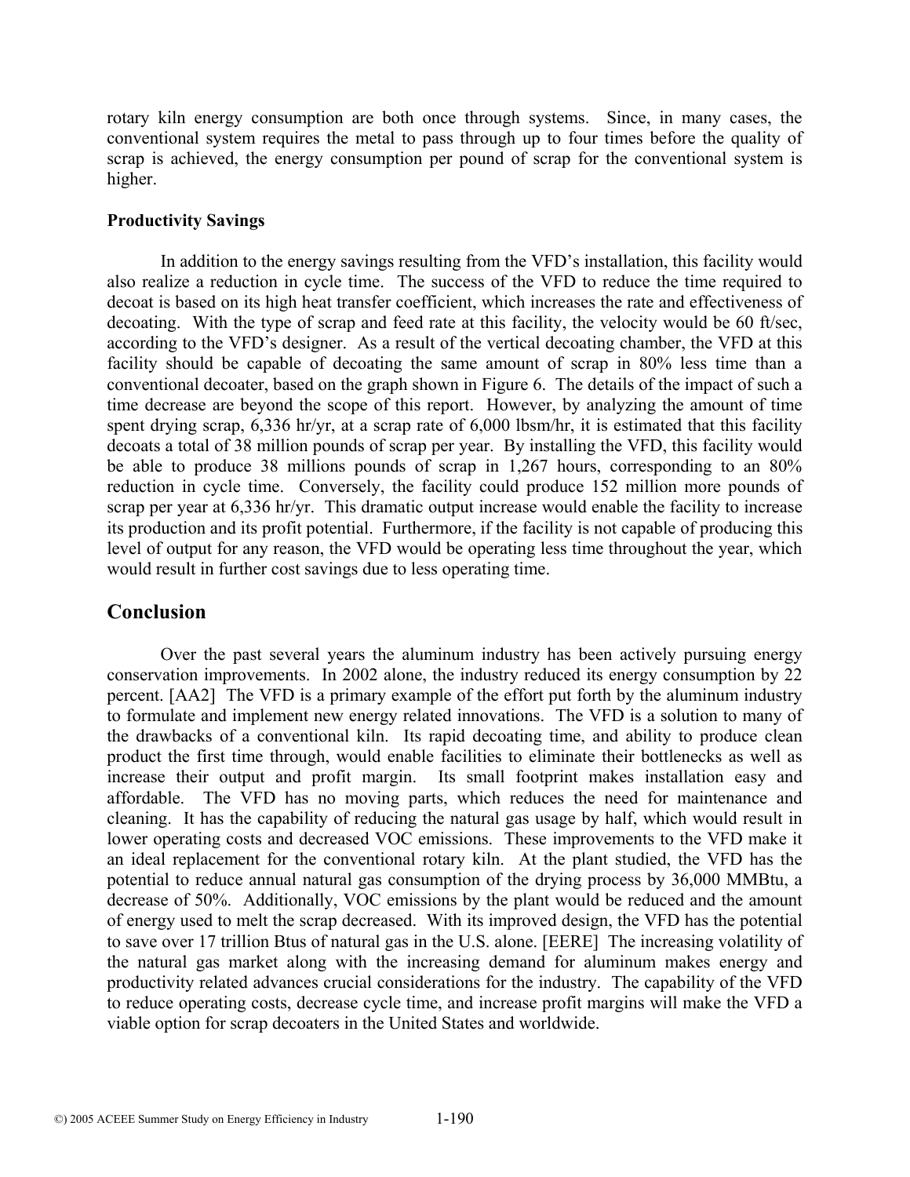rotary kiln energy consumption are both once through systems. Since, in many cases, the conventional system requires the metal to pass through up to four times before the quality of scrap is achieved, the energy consumption per pound of scrap for the conventional system is higher.

### Productivity Savings

In addition to the energy savings resulting from the VFD's installation, this facility would also realize a reduction in cycle time. The success of the VFD to reduce the time required to decoat is based on its high heat transfer coefficient, which increases the rate and effectiveness of decoating. With the type of scrap and feed rate at this facility, the velocity would be 60 ft/sec, according to the VFD's designer. As a result of the vertical decoating chamber, the VFD at this facility should be capable of decoating the same amount of scrap in 80% less time than a conventional decoater, based on the graph shown in Figure 6. The details of the impact of such a time decrease are beyond the scope of this report. However, by analyzing the amount of time spent drying scrap, 6,336 hr/yr, at a scrap rate of 6,000 lbsm/hr, it is estimated that this facility decoats a total of 38 million pounds of scrap per year. By installing the VFD, this facility would be able to produce 38 millions pounds of scrap in 1,267 hours, corresponding to an 80% reduction in cycle time. Conversely, the facility could produce 152 million more pounds of scrap per year at 6,336 hr/yr. This dramatic output increase would enable the facility to increase its production and its profit potential. Furthermore, if the facility is not capable of producing this level of output for any reason, the VFD would be operating less time throughout the year, which would result in further cost savings due to less operating time.

## Conclusion

Over the past several years the aluminum industry has been actively pursuing energy conservation improvements. In 2002 alone, the industry reduced its energy consumption by 22 percent. [AA2] The VFD is a primary example of the effort put forth by the aluminum industry to formulate and implement new energy related innovations. The VFD is a solution to many of the drawbacks of a conventional kiln. Its rapid decoating time, and ability to produce clean product the first time through, would enable facilities to eliminate their bottlenecks as well as increase their output and profit margin. Its small footprint makes installation easy and affordable. The VFD has no moving parts, which reduces the need for maintenance and cleaning. It has the capability of reducing the natural gas usage by half, which would result in lower operating costs and decreased VOC emissions. These improvements to the VFD make it an ideal replacement for the conventional rotary kiln. At the plant studied, the VFD has the potential to reduce annual natural gas consumption of the drying process by 36,000 MMBtu, a decrease of 50%. Additionally, VOC emissions by the plant would be reduced and the amount of energy used to melt the scrap decreased. With its improved design, the VFD has the potential to save over 17 trillion Btus of natural gas in the U.S. alone. [EERE] The increasing volatility of the natural gas market along with the increasing demand for aluminum makes energy and productivity related advances crucial considerations for the industry. The capability of the VFD to reduce operating costs, decrease cycle time, and increase profit margins will make the VFD a viable option for scrap decoaters in the United States and worldwide.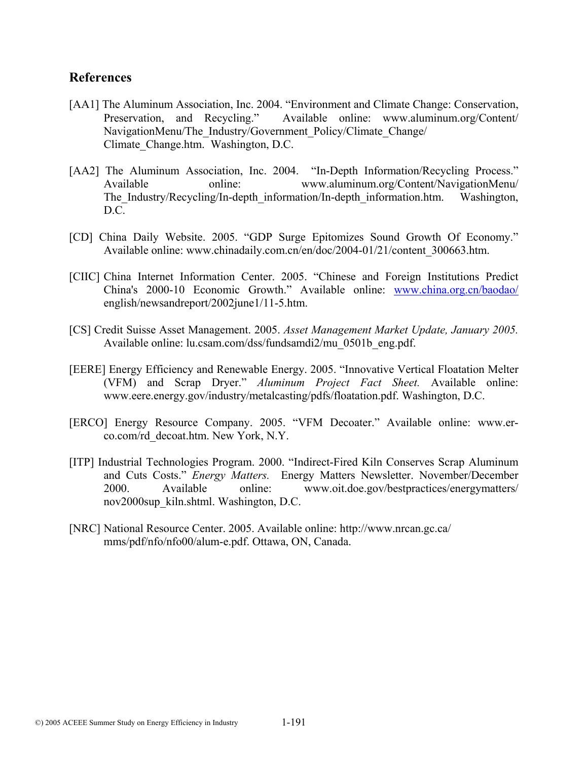## References

[AA1] The Aluminum Association, Inc. 2004. "Environment and Climate Change: Conservation, Preservation, and Recycling." Available online: www.aluminum.org/Content/NavigationMenu/The_Industry/Government_Policy/Climate_Change/Climate_Change.htm. Washington, D.C.

[AA2] The Aluminum Association, Inc. 2004. "In-Depth Information/Recycling Process." Available online: www.aluminum.org/Content/NavigationMenu/The_Industry/Recycling/In-depth_information/In-depth_information.htm. Washington, D.C.

[CD] China Daily Website. 2005. "GDP Surge Epitomizes Sound Growth Of Economy." Available online: www.chinadaily.com.cn/en/doc/2004-01/21/content_300663.htm.

[CIIC] China Internet Information Center. 2005. "Chinese and Foreign Institutions Predict China's 2000-10 Economic Growth." Available online: www.china.org.cn/baodao/english/newsandreport/2002june1/11-5.htm.

[CS] Credit Suisse Asset Management. 2005. *Asset Management Market Update, January 2005.* Available online: lu.csam.com/dss/fundsamdi2/mu_0501b_eng.pdf.

[EERE] Energy Efficiency and Renewable Energy. 2005. "Innovative Vertical Floatation Melter (VFM) and Scrap Dryer." *Aluminum Project Fact Sheet.* Available online: www.eere.energy.gov/industry/metalcasting/pdfs/floatation.pdf. Washington, D.C.

[ERCO] Energy Resource Company. 2005. "VFM Decoater." Available online: www.er-co.com/rd_decoat.htm. New York, N.Y.

[ITP] Industrial Technologies Program. 2000. "Indirect-Fired Kiln Conserves Scrap Aluminum and Cuts Costs." *Energy Matters.* Energy Matters Newsletter. November/December 2000. Available online: www.oit.doe.gov/bestpractices/energymatters/nov2000sup_kiln.shtml. Washington, D.C.

[NRC] National Resource Center. 2005. Available online: http://www.nrcan.gc.ca/mms/pdf/nfo/nfo00/alum-e.pdf. Ottawa, ON, Canada.